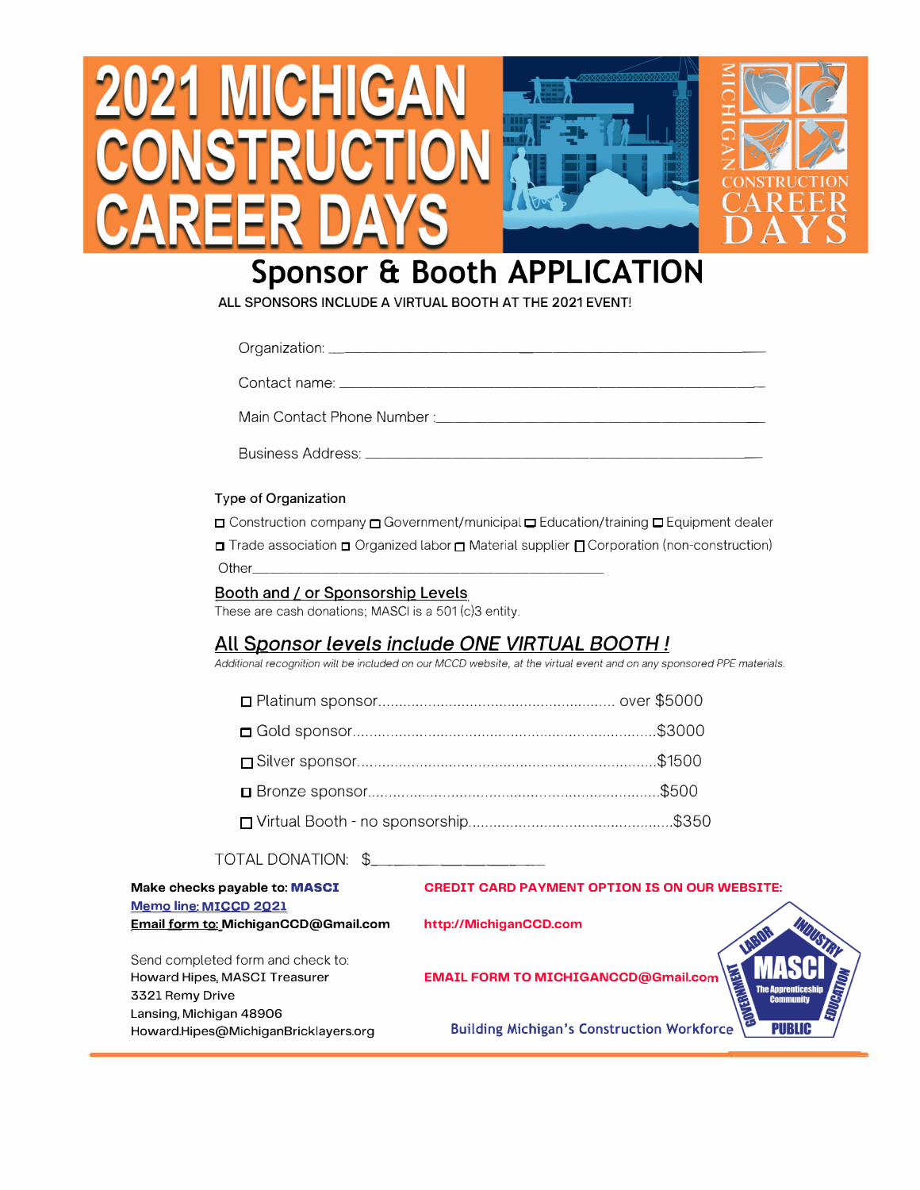# 2021 MICHIGAN CONSTRUCTION CAREER DAYS

MICHIGAN CONSTRUCTION CAREER DAYS

## Sponsor & Booth APPLICATION

ALL SPONSORS INCLUDE A VIRTUAL BOOTH AT THE 2021 EVENT!

Organization: ______________________________________________

Contact name: ______________________________________________

Main Contact Phone Number : ______________________________________________

Business Address: ______________________________________________

**Type of Organization**

☐ Construction company ☐ Government/municipal ☐ Education/training ☐ Equipment dealer
☐ Trade association ☐ Organized labor ☐ Material supplier ☐ Corporation (non-construction)
Other______________________________________________

### Booth and / or Sponsorship Levels

These are cash donations; MASCI is a 501 (c)3 entity.

### *All Sponsor levels include ONE VIRTUAL BOOTH !*

*Additional recognition will be included on our MCCD website, at the virtual event and on any sponsored PPE materials.*

- ☐ Platinum sponsor.......................................................... over $5000
- ☐ Gold sponsor..........................................................................$3000
- ☐ Silver sponsor........................................................................$1500
- ☐ Bronze sponsor......................................................................$500
- ☐ Virtual Booth - no sponsorship................................................$350

TOTAL DONATION: $____________________

**Make checks payable to: MASCI**
Memo line: MICCD 2021
Email form to: MichiganCCD@Gmail.com

Send completed form and check to:
Howard Hipes, MASCI Treasurer
3321 Remy Drive
Lansing, Michigan 48906
Howard.Hipes@MichiganBricklayers.org

**CREDIT CARD PAYMENT OPTION IS ON OUR WEBSITE:**

**http://MichiganCCD.com**

**EMAIL FORM TO MICHIGANCCD@Gmail.com**

LABOR INDUSTRY GOVERNMENT EDUCATION PUBLIC
MASCI The Apprenticeship Community

Building Michigan's Construction Workforce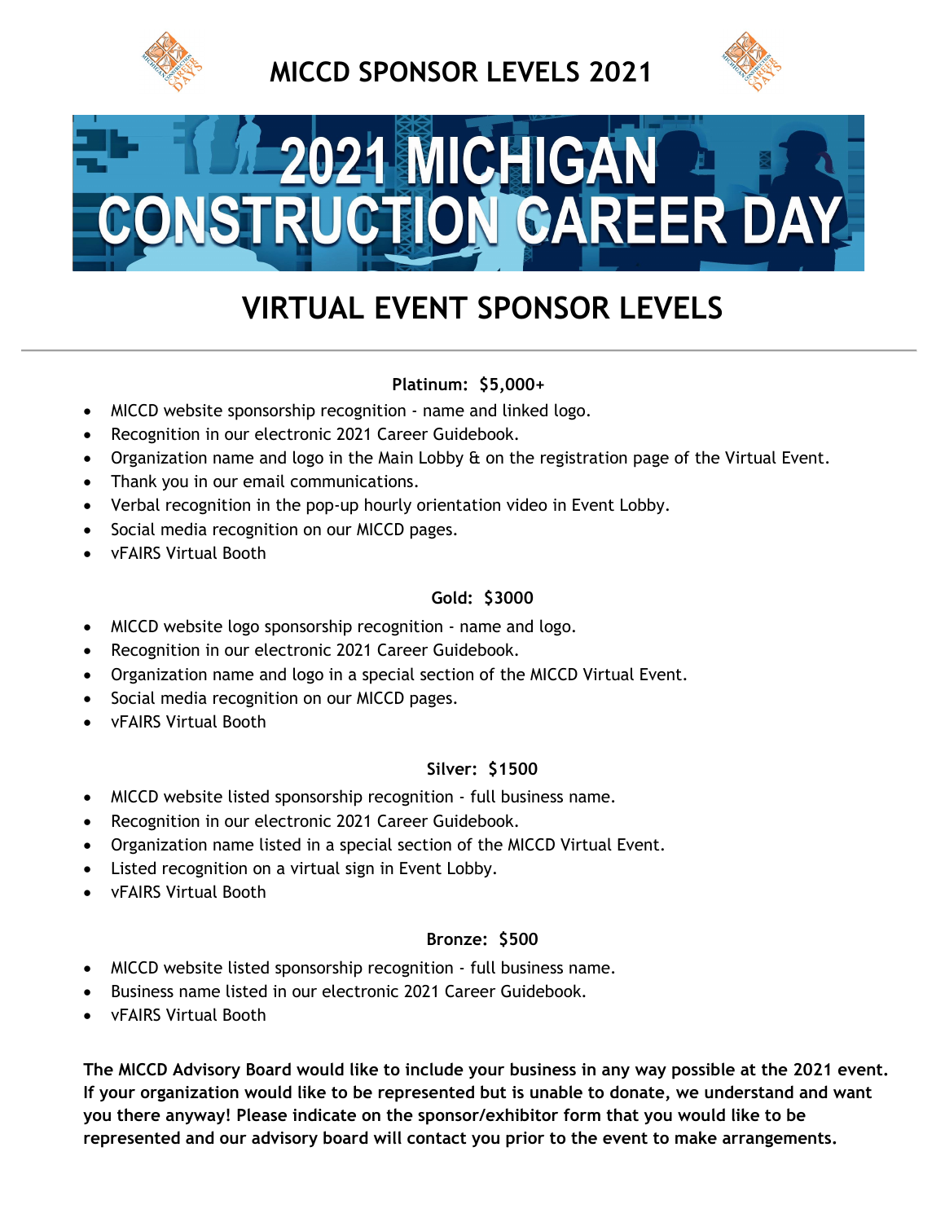# MICCD SPONSOR LEVELS 2021

# 2021 MICHIGAN CONSTRUCTION CAREER DAY

## VIRTUAL EVENT SPONSOR LEVELS

---

**Platinum: $5,000+**

- MICCD website sponsorship recognition - name and linked logo.
- Recognition in our electronic 2021 Career Guidebook.
- Organization name and logo in the Main Lobby & on the registration page of the Virtual Event.
- Thank you in our email communications.
- Verbal recognition in the pop-up hourly orientation video in Event Lobby.
- Social media recognition on our MICCD pages.
- vFAIRS Virtual Booth

**Gold: $3000**

- MICCD website logo sponsorship recognition - name and logo.
- Recognition in our electronic 2021 Career Guidebook.
- Organization name and logo in a special section of the MICCD Virtual Event.
- Social media recognition on our MICCD pages.
- vFAIRS Virtual Booth

**Silver: $1500**

- MICCD website listed sponsorship recognition - full business name.
- Recognition in our electronic 2021 Career Guidebook.
- Organization name listed in a special section of the MICCD Virtual Event.
- Listed recognition on a virtual sign in Event Lobby.
- vFAIRS Virtual Booth

**Bronze: $500**

- MICCD website listed sponsorship recognition - full business name.
- Business name listed in our electronic 2021 Career Guidebook.
- vFAIRS Virtual Booth

**The MICCD Advisory Board would like to include your business in any way possible at the 2021 event. If your organization would like to be represented but is unable to donate, we understand and want you there anyway! Please indicate on the sponsor/exhibitor form that you would like to be represented and our advisory board will contact you prior to the event to make arrangements.**